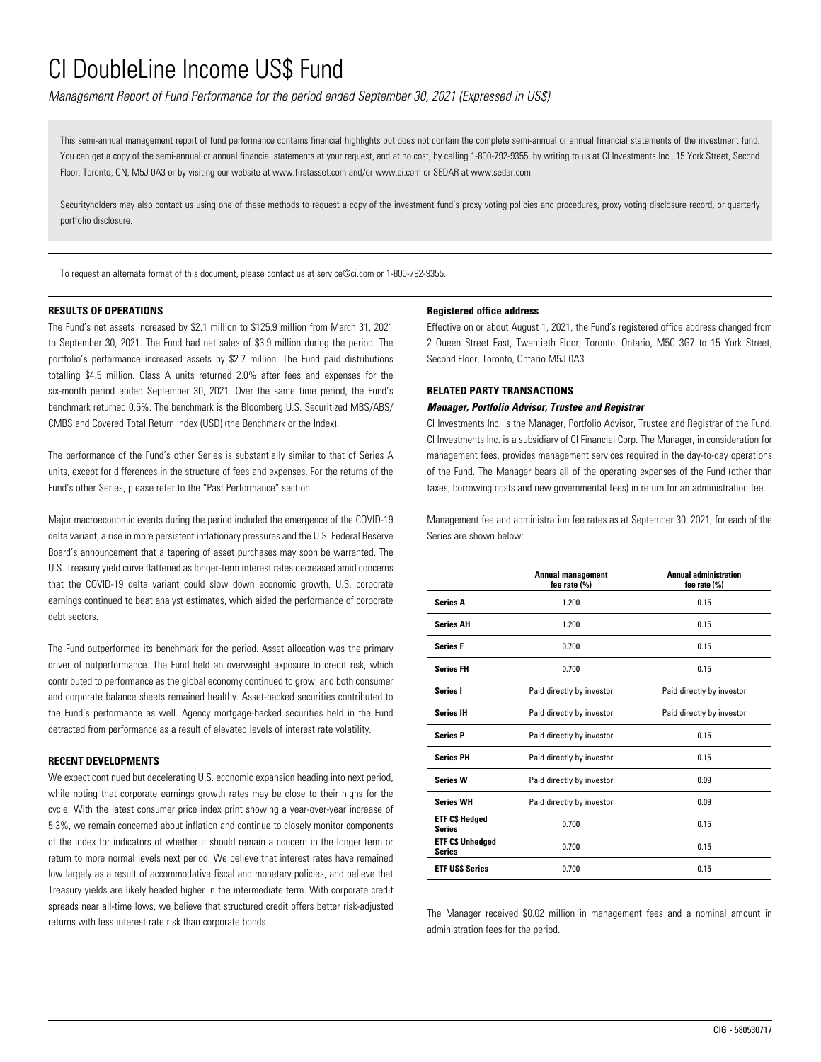# CI DoubleLine Income US$ Fund

*Management Report of Fund Performance for the period ended September 30, 2021 (Expressed in US$)*

This semi-annual management report of fund performance contains financial highlights but does not contain the complete semi-annual or annual financial statements of the investment fund. You can get a copy of the semi-annual or annual financial statements at your request, and at no cost, by calling 1-800-792-9355, by writing to us at CI Investments Inc., 15 York Street, Second Floor, Toronto, ON, M5J 0A3 or by visiting our website at www.firstasset.com and/or www.ci.com or SEDAR at www.sedar.com.

Securityholders may also contact us using one of these methods to request a copy of the investment fund's proxy voting policies and procedures, proxy voting disclosure record, or quarterly portfolio disclosure.

To request an alternate format of this document, please contact us at service@ci.com or 1-800-792-9355.

## RESULTS OF OPERATIONS

The Fund's net assets increased by $2.1 million to $125.9 million from March 31, 2021 to September 30, 2021. The Fund had net sales of $3.9 million during the period. The portfolio's performance increased assets by $2.7 million. The Fund paid distributions totalling $4.5 million. Class A units returned 2.0% after fees and expenses for the six-month period ended September 30, 2021. Over the same time period, the Fund's benchmark returned 0.5%. The benchmark is the Bloomberg U.S. Securitized MBS/ABS/CMBS and Covered Total Return Index (USD) (the Benchmark or the Index).

The performance of the Fund's other Series is substantially similar to that of Series A units, except for differences in the structure of fees and expenses. For the returns of the Fund's other Series, please refer to the "Past Performance" section.

Major macroeconomic events during the period included the emergence of the COVID-19 delta variant, a rise in more persistent inflationary pressures and the U.S. Federal Reserve Board's announcement that a tapering of asset purchases may soon be warranted. The U.S. Treasury yield curve flattened as longer-term interest rates decreased amid concerns that the COVID-19 delta variant could slow down economic growth. U.S. corporate earnings continued to beat analyst estimates, which aided the performance of corporate debt sectors.

The Fund outperformed its benchmark for the period. Asset allocation was the primary driver of outperformance. The Fund held an overweight exposure to credit risk, which contributed to performance as the global economy continued to grow, and both consumer and corporate balance sheets remained healthy. Asset-backed securities contributed to the Fund's performance as well. Agency mortgage-backed securities held in the Fund detracted from performance as a result of elevated levels of interest rate volatility.

## RECENT DEVELOPMENTS

We expect continued but decelerating U.S. economic expansion heading into next period, while noting that corporate earnings growth rates may be close to their highs for the cycle. With the latest consumer price index print showing a year-over-year increase of 5.3%, we remain concerned about inflation and continue to closely monitor components of the index for indicators of whether it should remain a concern in the longer term or return to more normal levels next period. We believe that interest rates have remained low largely as a result of accommodative fiscal and monetary policies, and believe that Treasury yields are likely headed higher in the intermediate term. With corporate credit spreads near all-time lows, we believe that structured credit offers better risk-adjusted returns with less interest rate risk than corporate bonds.

### Registered office address

Effective on or about August 1, 2021, the Fund's registered office address changed from 2 Queen Street East, Twentieth Floor, Toronto, Ontario, M5C 3G7 to 15 York Street, Second Floor, Toronto, Ontario M5J 0A3.

## RELATED PARTY TRANSACTIONS

### *Manager, Portfolio Advisor, Trustee and Registrar*

CI Investments Inc. is the Manager, Portfolio Advisor, Trustee and Registrar of the Fund. CI Investments Inc. is a subsidiary of CI Financial Corp. The Manager, in consideration for management fees, provides management services required in the day-to-day operations of the Fund. The Manager bears all of the operating expenses of the Fund (other than taxes, borrowing costs and new governmental fees) in return for an administration fee.

Management fee and administration fee rates as at September 30, 2021, for each of the Series are shown below:

| | Annual management fee rate (%) | Annual administration fee rate (%) |
|---|---|---|
| **Series A** | 1.200 | 0.15 |
| **Series AH** | 1.200 | 0.15 |
| **Series F** | 0.700 | 0.15 |
| **Series FH** | 0.700 | 0.15 |
| **Series I** | Paid directly by investor | Paid directly by investor |
| **Series IH** | Paid directly by investor | Paid directly by investor |
| **Series P** | Paid directly by investor | 0.15 |
| **Series PH** | Paid directly by investor | 0.15 |
| **Series W** | Paid directly by investor | 0.09 |
| **Series WH** | Paid directly by investor | 0.09 |
| **ETF C$ Hedged Series** | 0.700 | 0.15 |
| **ETF C$ Unhedged Series** | 0.700 | 0.15 |
| **ETF US$ Series** | 0.700 | 0.15 |

The Manager received $0.02 million in management fees and a nominal amount in administration fees for the period.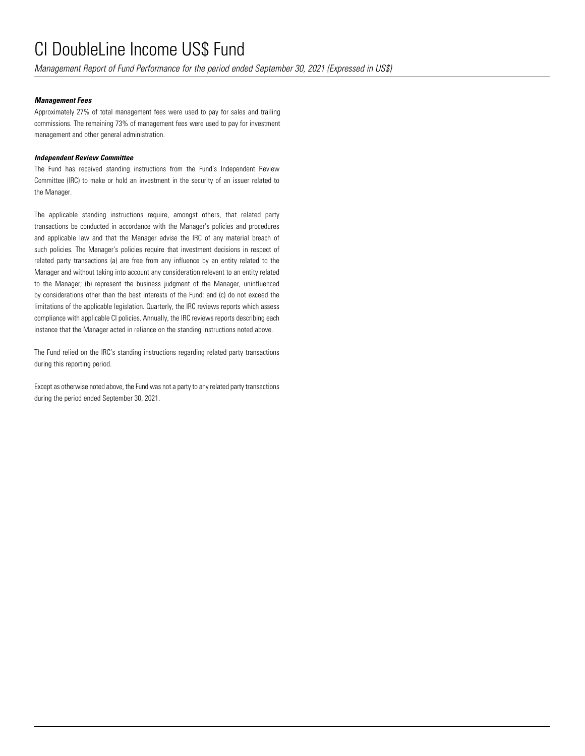***Management Fees***

Approximately 27% of total management fees were used to pay for sales and trailing commissions. The remaining 73% of management fees were used to pay for investment management and other general administration.

***Independent Review Committee***

The Fund has received standing instructions from the Fund's Independent Review Committee (IRC) to make or hold an investment in the security of an issuer related to the Manager.

The applicable standing instructions require, amongst others, that related party transactions be conducted in accordance with the Manager's policies and procedures and applicable law and that the Manager advise the IRC of any material breach of such policies. The Manager's policies require that investment decisions in respect of related party transactions (a) are free from any influence by an entity related to the Manager and without taking into account any consideration relevant to an entity related to the Manager; (b) represent the business judgment of the Manager, uninfluenced by considerations other than the best interests of the Fund; and (c) do not exceed the limitations of the applicable legislation. Quarterly, the IRC reviews reports which assess compliance with applicable CI policies. Annually, the IRC reviews reports describing each instance that the Manager acted in reliance on the standing instructions noted above.

The Fund relied on the IRC's standing instructions regarding related party transactions during this reporting period.

Except as otherwise noted above, the Fund was not a party to any related party transactions during the period ended September 30, 2021.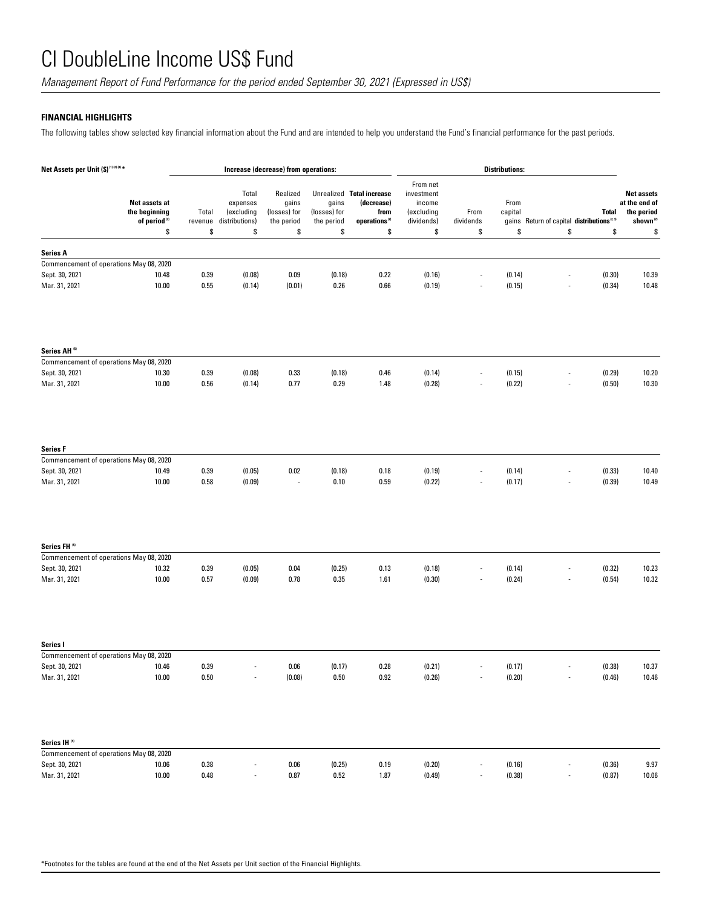# CI DoubleLine Income US$ Fund

*Management Report of Fund Performance for the period ended September 30, 2021 (Expressed in US$)*

**FINANCIAL HIGHLIGHTS**

The following tables show selected key financial information about the Fund and are intended to help you understand the Fund's financial performance for the past periods.

| Net Assets per Unit ($)[1][2][4]* | | Increase (decrease) from operations: | | | | | Distributions: | | | | | |
|---|---|---|---|---|---|---|---|---|---|---|---|---|
| | Net assets at the beginning of period[2] | Total revenue | Total expenses (excluding distributions) | Realized gains (losses) for the period | Unrealized gains (losses) for the period | **Total increase (decrease) from operations**[2] | From net investment income (excluding dividends) | From dividends | From capital gains | Return of capital | **Total distributions**[2,3] | **Net assets at the end of the period shown**[2] |
| | $ | $ | $ | $ | $ | $ | $ | $ | $ | $ | $ | $ |
| **Series A** | | | | | | | | | | | | |
| Commencement of operations May 08, 2020 | | | | | | | | | | | | |
| Sept. 30, 2021 | 10.48 | 0.39 | (0.08) | 0.09 | (0.18) | 0.22 | (0.16) | - | (0.14) | - | (0.30) | 10.39 |
| Mar. 31, 2021 | 10.00 | 0.55 | (0.14) | (0.01) | 0.26 | 0.66 | (0.19) | - | (0.15) | - | (0.34) | 10.48 |
| **Series AH**[5] | | | | | | | | | | | | |
| Commencement of operations May 08, 2020 | | | | | | | | | | | | |
| Sept. 30, 2021 | 10.30 | 0.39 | (0.08) | 0.33 | (0.18) | 0.46 | (0.14) | - | (0.15) | - | (0.29) | 10.20 |
| Mar. 31, 2021 | 10.00 | 0.56 | (0.14) | 0.77 | 0.29 | 1.48 | (0.28) | - | (0.22) | - | (0.50) | 10.30 |
| **Series F** | | | | | | | | | | | | |
| Commencement of operations May 08, 2020 | | | | | | | | | | | | |
| Sept. 30, 2021 | 10.49 | 0.39 | (0.05) | 0.02 | (0.18) | 0.18 | (0.19) | - | (0.14) | - | (0.33) | 10.40 |
| Mar. 31, 2021 | 10.00 | 0.58 | (0.09) | - | 0.10 | 0.59 | (0.22) | - | (0.17) | - | (0.39) | 10.49 |
| **Series FH**[5] | | | | | | | | | | | | |
| Commencement of operations May 08, 2020 | | | | | | | | | | | | |
| Sept. 30, 2021 | 10.32 | 0.39 | (0.05) | 0.04 | (0.25) | 0.13 | (0.18) | - | (0.14) | - | (0.32) | 10.23 |
| Mar. 31, 2021 | 10.00 | 0.57 | (0.09) | 0.78 | 0.35 | 1.61 | (0.30) | - | (0.24) | - | (0.54) | 10.32 |
| **Series I** | | | | | | | | | | | | |
| Commencement of operations May 08, 2020 | | | | | | | | | | | | |
| Sept. 30, 2021 | 10.46 | 0.39 | - | 0.06 | (0.17) | 0.28 | (0.21) | - | (0.17) | - | (0.38) | 10.37 |
| Mar. 31, 2021 | 10.00 | 0.50 | - | (0.08) | 0.50 | 0.92 | (0.26) | - | (0.20) | - | (0.46) | 10.46 |
| **Series IH**[5] | | | | | | | | | | | | |
| Commencement of operations May 08, 2020 | | | | | | | | | | | | |
| Sept. 30, 2021 | 10.06 | 0.38 | - | 0.06 | (0.25) | 0.19 | (0.20) | - | (0.16) | - | (0.36) | 9.97 |
| Mar. 31, 2021 | 10.00 | 0.48 | - | 0.87 | 0.52 | 1.87 | (0.49) | - | (0.38) | - | (0.87) | 10.06 |

*Footnotes for the tables are found at the end of the Net Assets per Unit section of the Financial Highlights.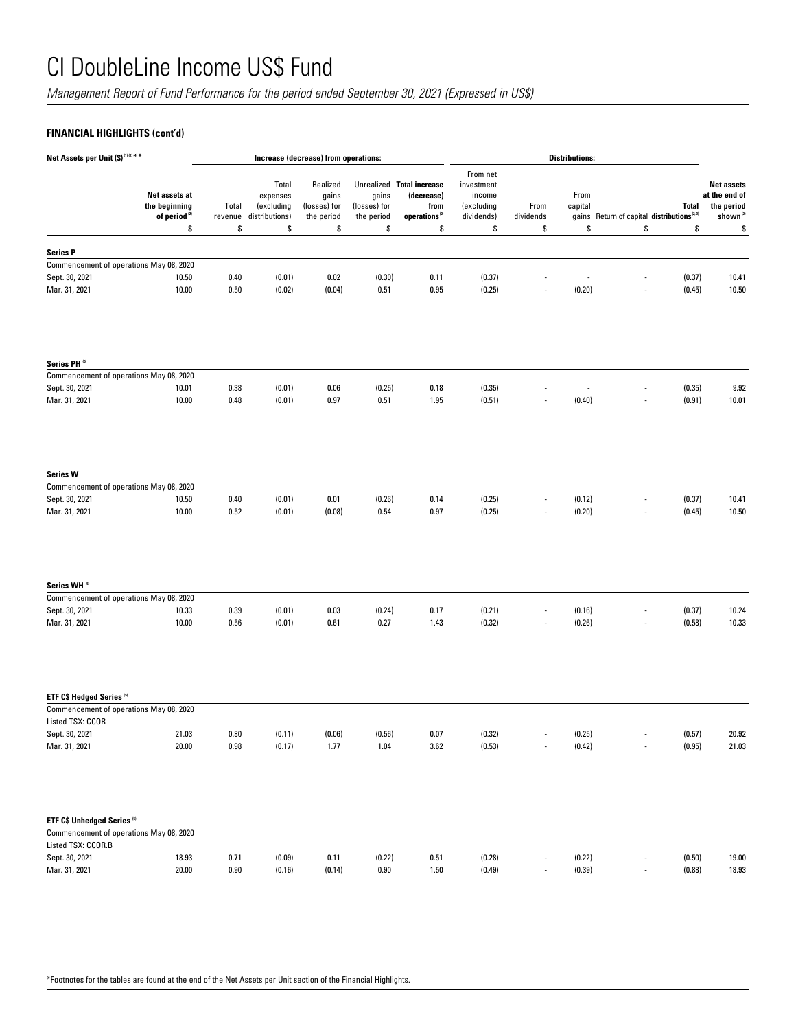# CI DoubleLine Income US$ Fund

*Management Report of Fund Performance for the period ended September 30, 2021 (Expressed in US$)*

### FINANCIAL HIGHLIGHTS (cont'd)

| Net Assets per Unit ($) [1][2][4] * | | Increase (decrease) from operations: | | | | | Distributions: | | | | | |
|---|---|---|---|---|---|---|---|---|---|---|---|---|
| | Net assets at the beginning of period [2] | Total revenue | Total expenses (excluding distributions) | Realized gains (losses) for the period | Unrealized gains (losses) for the period | Total increase (decrease) from operations [2] | From net investment income (excluding dividends) | From dividends | From capital gains | Return of capital | Total distributions [2,3] | Net assets at the end of the period shown [2] |
| | $ | $ | $ | $ | $ | $ | $ | $ | $ | $ | $ | $ |
| **Series P** | | | | | | | | | | | | |
| Commencement of operations May 08, 2020 | | | | | | | | | | | | |
| Sept. 30, 2021 | 10.50 | 0.40 | (0.01) | 0.02 | (0.30) | 0.11 | (0.37) | - | - | - | (0.37) | 10.41 |
| Mar. 31, 2021 | 10.00 | 0.50 | (0.02) | (0.04) | 0.51 | 0.95 | (0.25) | - | (0.20) | - | (0.45) | 10.50 |
| **Series PH** [5] | | | | | | | | | | | | |
| Commencement of operations May 08, 2020 | | | | | | | | | | | | |
| Sept. 30, 2021 | 10.01 | 0.38 | (0.01) | 0.06 | (0.25) | 0.18 | (0.35) | - | - | - | (0.35) | 9.92 |
| Mar. 31, 2021 | 10.00 | 0.48 | (0.01) | 0.97 | 0.51 | 1.95 | (0.51) | - | (0.40) | - | (0.91) | 10.01 |
| **Series W** | | | | | | | | | | | | |
| Commencement of operations May 08, 2020 | | | | | | | | | | | | |
| Sept. 30, 2021 | 10.50 | 0.40 | (0.01) | 0.01 | (0.26) | 0.14 | (0.25) | - | (0.12) | - | (0.37) | 10.41 |
| Mar. 31, 2021 | 10.00 | 0.52 | (0.01) | (0.08) | 0.54 | 0.97 | (0.25) | - | (0.20) | - | (0.45) | 10.50 |
| **Series WH** [5] | | | | | | | | | | | | |
| Commencement of operations May 08, 2020 | | | | | | | | | | | | |
| Sept. 30, 2021 | 10.33 | 0.39 | (0.01) | 0.03 | (0.24) | 0.17 | (0.21) | - | (0.16) | - | (0.37) | 10.24 |
| Mar. 31, 2021 | 10.00 | 0.56 | (0.01) | 0.61 | 0.27 | 1.43 | (0.32) | - | (0.26) | - | (0.58) | 10.33 |
| **ETF C$ Hedged Series** [6] | | | | | | | | | | | | |
| Commencement of operations May 08, 2020 | | | | | | | | | | | | |
| Listed TSX: CCOR | | | | | | | | | | | | |
| Sept. 30, 2021 | 21.03 | 0.80 | (0.11) | (0.06) | (0.56) | 0.07 | (0.32) | - | (0.25) | - | (0.57) | 20.92 |
| Mar. 31, 2021 | 20.00 | 0.98 | (0.17) | 1.77 | 1.04 | 3.62 | (0.53) | - | (0.42) | - | (0.95) | 21.03 |
| **ETF C$ Unhedged Series** [6] | | | | | | | | | | | | |
| Commencement of operations May 08, 2020 | | | | | | | | | | | | |
| Listed TSX: CCOR.B | | | | | | | | | | | | |
| Sept. 30, 2021 | 18.93 | 0.71 | (0.09) | 0.11 | (0.22) | 0.51 | (0.28) | - | (0.22) | - | (0.50) | 19.00 |
| Mar. 31, 2021 | 20.00 | 0.90 | (0.16) | (0.14) | 0.90 | 1.50 | (0.49) | - | (0.39) | - | (0.88) | 18.93 |

*Footnotes for the tables are found at the end of the Net Assets per Unit section of the Financial Highlights.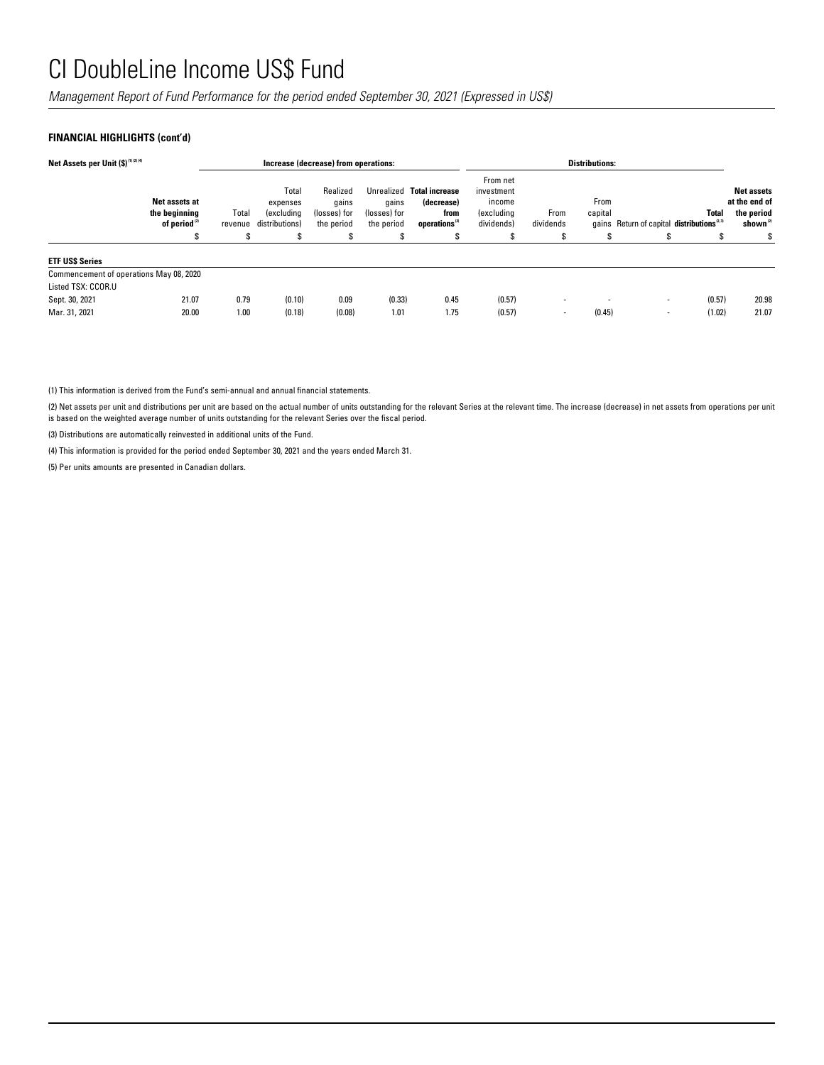# CI DoubleLine Income US$ Fund

*Management Report of Fund Performance for the period ended September 30, 2021 (Expressed in US$)*

**FINANCIAL HIGHLIGHTS (cont'd)**

| Net Assets per Unit ($)[1][2][4] | | Increase (decrease) from operations: | | | | | Distributions: | | | | | |
|---|---|---|---|---|---|---|---|---|---|---|---|---|
| | **Net assets at the beginning of period**[2] | Total revenue | Total expenses (excluding distributions) | Realized gains (losses) for the period | Unrealized gains (losses) for the period | **Total increase (decrease) from operations**[2] | From net investment income (excluding dividends) | From dividends | From capital gains | Return of capital | **Total distributions**[2,3] | **Net assets at the end of the period shown**[2] |
| | $ | $ | $ | $ | $ | $ | $ | $ | $ | $ | $ | $ |
| **ETF US$ Series** | | | | | | | | | | | | |
| Commencement of operations May 08, 2020 | | | | | | | | | | | | |
| Listed TSX: CCOR.U | | | | | | | | | | | | |
| Sept. 30, 2021 | 21.07 | 0.79 | (0.10) | 0.09 | (0.33) | 0.45 | (0.57) | - | - | - | (0.57) | 20.98 |
| Mar. 31, 2021 | 20.00 | 1.00 | (0.18) | (0.08) | 1.01 | 1.75 | (0.57) | - | (0.45) | - | (1.02) | 21.07 |

(1) This information is derived from the Fund's semi-annual and annual financial statements.

(2) Net assets per unit and distributions per unit are based on the actual number of units outstanding for the relevant Series at the relevant time. The increase (decrease) in net assets from operations per unit is based on the weighted average number of units outstanding for the relevant Series over the fiscal period.

(3) Distributions are automatically reinvested in additional units of the Fund.

(4) This information is provided for the period ended September 30, 2021 and the years ended March 31.

(5) Per units amounts are presented in Canadian dollars.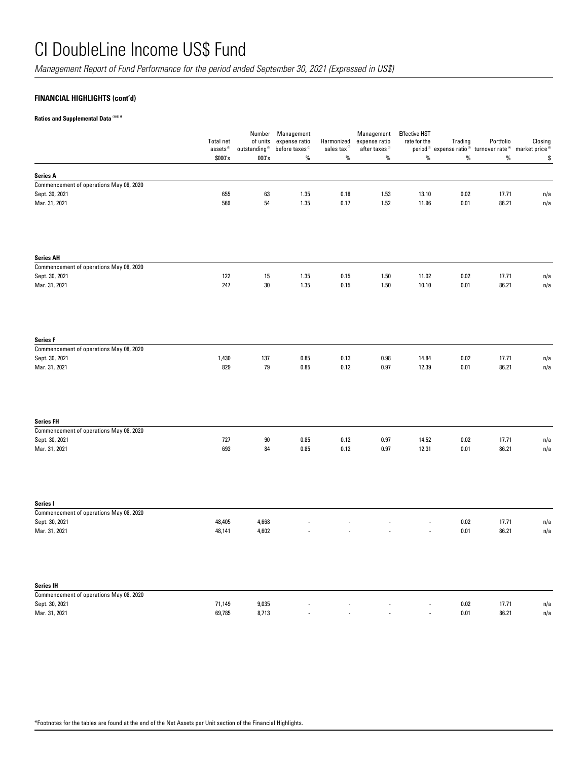# CI DoubleLine Income US$ Fund

*Management Report of Fund Performance for the period ended September 30, 2021 (Expressed in US$)*

**FINANCIAL HIGHLIGHTS (cont'd)**

**Ratios and Supplemental Data [1][5] ***

| | Total net assets[5] | Number of units outstanding[5] | Management expense ratio before taxes[2] | Harmonized sales tax[2] | Management expense ratio after taxes[2] | Effective HST rate for the period[2] | Trading expense ratio[3] | Portfolio turnover rate[4] | Closing market price[6] |
|---|---|---|---|---|---|---|---|---|---|
| | $000's | 000's | % | % | % | % | % | % | $ |
| **Series A** | | | | | | | | | |
| Commencement of operations May 08, 2020 | | | | | | | | | |
| Sept. 30, 2021 | 655 | 63 | 1.35 | 0.18 | 1.53 | 13.10 | 0.02 | 17.71 | n/a |
| Mar. 31, 2021 | 569 | 54 | 1.35 | 0.17 | 1.52 | 11.96 | 0.01 | 86.21 | n/a |
| **Series AH** | | | | | | | | | |
| Commencement of operations May 08, 2020 | | | | | | | | | |
| Sept. 30, 2021 | 122 | 15 | 1.35 | 0.15 | 1.50 | 11.02 | 0.02 | 17.71 | n/a |
| Mar. 31, 2021 | 247 | 30 | 1.35 | 0.15 | 1.50 | 10.10 | 0.01 | 86.21 | n/a |
| **Series F** | | | | | | | | | |
| Commencement of operations May 08, 2020 | | | | | | | | | |
| Sept. 30, 2021 | 1,430 | 137 | 0.85 | 0.13 | 0.98 | 14.84 | 0.02 | 17.71 | n/a |
| Mar. 31, 2021 | 829 | 79 | 0.85 | 0.12 | 0.97 | 12.39 | 0.01 | 86.21 | n/a |
| **Series FH** | | | | | | | | | |
| Commencement of operations May 08, 2020 | | | | | | | | | |
| Sept. 30, 2021 | 727 | 90 | 0.85 | 0.12 | 0.97 | 14.52 | 0.02 | 17.71 | n/a |
| Mar. 31, 2021 | 693 | 84 | 0.85 | 0.12 | 0.97 | 12.31 | 0.01 | 86.21 | n/a |
| **Series I** | | | | | | | | | |
| Commencement of operations May 08, 2020 | | | | | | | | | |
| Sept. 30, 2021 | 48,405 | 4,668 | - | - | - | - | 0.02 | 17.71 | n/a |
| Mar. 31, 2021 | 48,141 | 4,602 | - | - | - | - | 0.01 | 86.21 | n/a |
| **Series IH** | | | | | | | | | |
| Commencement of operations May 08, 2020 | | | | | | | | | |
| Sept. 30, 2021 | 71,149 | 9,035 | - | - | - | - | 0.02 | 17.71 | n/a |
| Mar. 31, 2021 | 69,785 | 8,713 | - | - | - | - | 0.01 | 86.21 | n/a |

*Footnotes for the tables are found at the end of the Net Assets per Unit section of the Financial Highlights.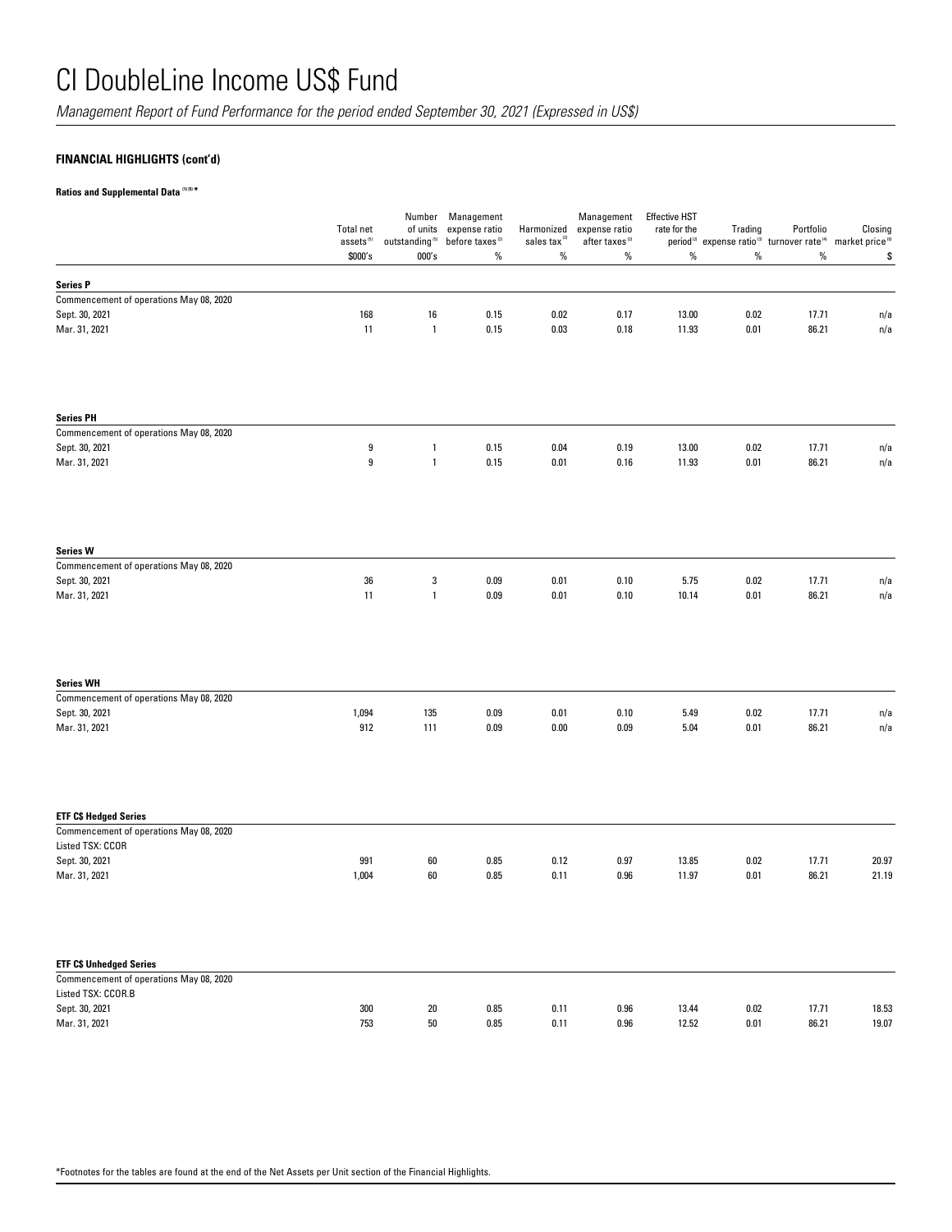# CI DoubleLine Income US$ Fund

*Management Report of Fund Performance for the period ended September 30, 2021 (Expressed in US$)*

**FINANCIAL HIGHLIGHTS (cont'd)**

**Ratios and Supplemental Data [1][5] ***

| | Total net assets [5] | Number of units outstanding [5] | Management expense ratio before taxes [2] | Harmonized sales tax [2] | Management expense ratio after taxes [2] | Effective HST rate for the period [2] | Trading expense ratio [3] | Portfolio turnover rate [4] | Closing market price [6] |
|---|---|---|---|---|---|---|---|---|---|
| | $000's | 000's | % | % | % | % | % | % | $ |
| **Series P** | | | | | | | | | |
| Commencement of operations May 08, 2020 | | | | | | | | | |
| Sept. 30, 2021 | 168 | 16 | 0.15 | 0.02 | 0.17 | 13.00 | 0.02 | 17.71 | n/a |
| Mar. 31, 2021 | 11 | 1 | 0.15 | 0.03 | 0.18 | 11.93 | 0.01 | 86.21 | n/a |
| **Series PH** | | | | | | | | | |
| Commencement of operations May 08, 2020 | | | | | | | | | |
| Sept. 30, 2021 | 9 | 1 | 0.15 | 0.04 | 0.19 | 13.00 | 0.02 | 17.71 | n/a |
| Mar. 31, 2021 | 9 | 1 | 0.15 | 0.01 | 0.16 | 11.93 | 0.01 | 86.21 | n/a |
| **Series W** | | | | | | | | | |
| Commencement of operations May 08, 2020 | | | | | | | | | |
| Sept. 30, 2021 | 36 | 3 | 0.09 | 0.01 | 0.10 | 5.75 | 0.02 | 17.71 | n/a |
| Mar. 31, 2021 | 11 | 1 | 0.09 | 0.01 | 0.10 | 10.14 | 0.01 | 86.21 | n/a |
| **Series WH** | | | | | | | | | |
| Commencement of operations May 08, 2020 | | | | | | | | | |
| Sept. 30, 2021 | 1,094 | 135 | 0.09 | 0.01 | 0.10 | 5.49 | 0.02 | 17.71 | n/a |
| Mar. 31, 2021 | 912 | 111 | 0.09 | 0.00 | 0.09 | 5.04 | 0.01 | 86.21 | n/a |
| **ETF C$ Hedged Series** | | | | | | | | | |
| Commencement of operations May 08, 2020 | | | | | | | | | |
| Listed TSX: CCOR | | | | | | | | | |
| Sept. 30, 2021 | 991 | 60 | 0.85 | 0.12 | 0.97 | 13.85 | 0.02 | 17.71 | 20.97 |
| Mar. 31, 2021 | 1,004 | 60 | 0.85 | 0.11 | 0.96 | 11.97 | 0.01 | 86.21 | 21.19 |
| **ETF C$ Unhedged Series** | | | | | | | | | |
| Commencement of operations May 08, 2020 | | | | | | | | | |
| Listed TSX: CCOR.B | | | | | | | | | |
| Sept. 30, 2021 | 300 | 20 | 0.85 | 0.11 | 0.96 | 13.44 | 0.02 | 17.71 | 18.53 |
| Mar. 31, 2021 | 753 | 50 | 0.85 | 0.11 | 0.96 | 12.52 | 0.01 | 86.21 | 19.07 |

*Footnotes for the tables are found at the end of the Net Assets per Unit section of the Financial Highlights.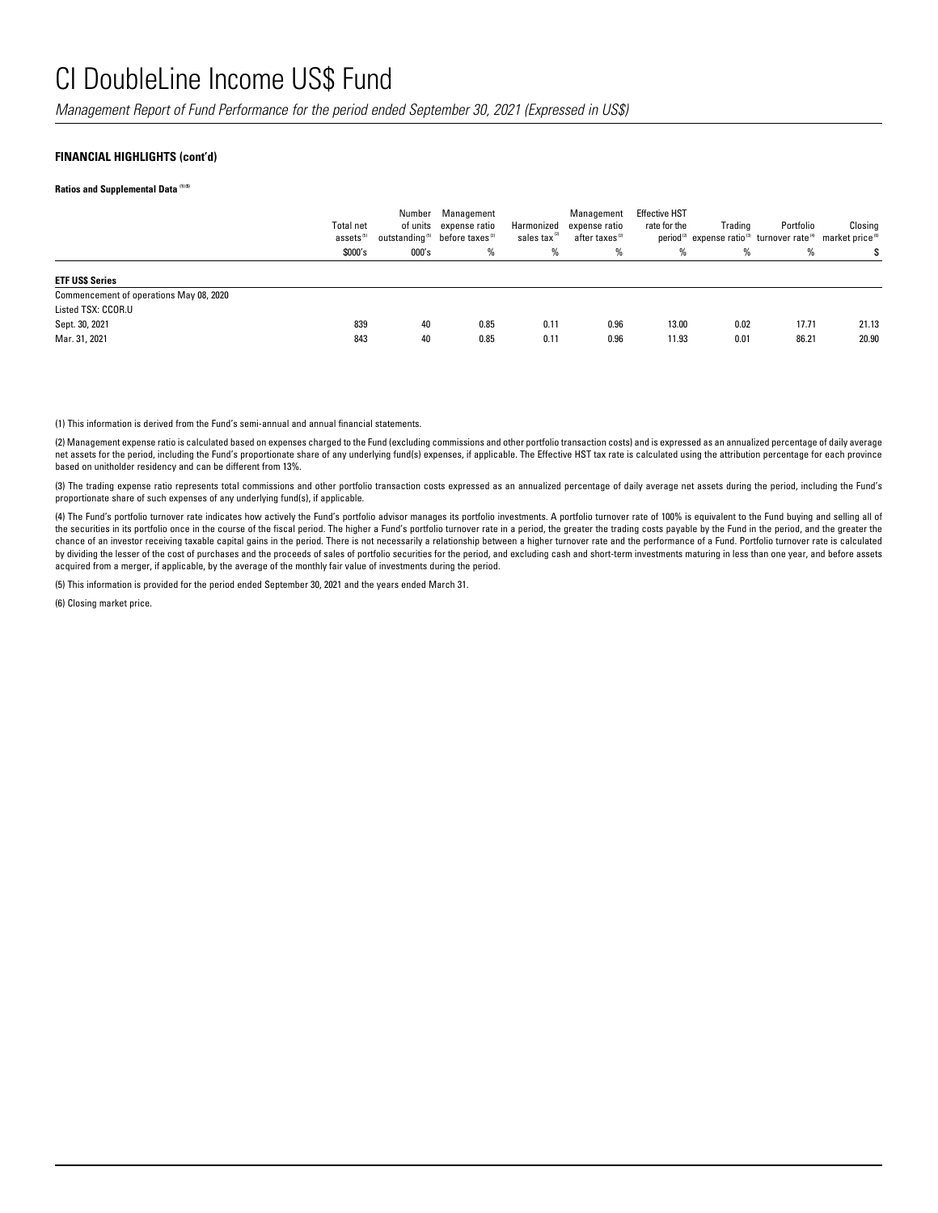# CI DoubleLine Income US$ Fund

*Management Report of Fund Performance for the period ended September 30, 2021 (Expressed in US$)*

**FINANCIAL HIGHLIGHTS (cont'd)**

**Ratios and Supplemental Data** (1)(5)

| | Total net assets (5) | Number of units outstanding (5) | Management expense ratio before taxes (2) | Harmonized sales tax (2) | Management expense ratio after taxes (2) | Effective HST rate for the period (2) | Trading expense ratio (3) | Portfolio turnover rate (4) | Closing market price (6) |
|---|---|---|---|---|---|---|---|---|---|
| | $000's | 000's | % | % | % | % | % | % | $ |
| **ETF US$ Series** | | | | | | | | | |
| Commencement of operations May 08, 2020 | | | | | | | | | |
| Listed TSX: CCOR.U | | | | | | | | | |
| Sept. 30, 2021 | 839 | 40 | 0.85 | 0.11 | 0.96 | 13.00 | 0.02 | 17.71 | 21.13 |
| Mar. 31, 2021 | 843 | 40 | 0.85 | 0.11 | 0.96 | 11.93 | 0.01 | 86.21 | 20.90 |

(1) This information is derived from the Fund's semi-annual and annual financial statements.

(2) Management expense ratio is calculated based on expenses charged to the Fund (excluding commissions and other portfolio transaction costs) and is expressed as an annualized percentage of daily average net assets for the period, including the Fund's proportionate share of any underlying fund(s) expenses, if applicable. The Effective HST tax rate is calculated using the attribution percentage for each province based on unitholder residency and can be different from 13%.

(3) The trading expense ratio represents total commissions and other portfolio transaction costs expressed as an annualized percentage of daily average net assets during the period, including the Fund's proportionate share of such expenses of any underlying fund(s), if applicable.

(4) The Fund's portfolio turnover rate indicates how actively the Fund's portfolio advisor manages its portfolio investments. A portfolio turnover rate of 100% is equivalent to the Fund buying and selling all of the securities in its portfolio once in the course of the fiscal period. The higher a Fund's portfolio turnover rate in a period, the greater the trading costs payable by the Fund in the period, and the greater the chance of an investor receiving taxable capital gains in the period. There is not necessarily a relationship between a higher turnover rate and the performance of a Fund. Portfolio turnover rate is calculated by dividing the lesser of the cost of purchases and the proceeds of sales of portfolio securities for the period, and excluding cash and short-term investments maturing in less than one year, and before assets acquired from a merger, if applicable, by the average of the monthly fair value of investments during the period.

(5) This information is provided for the period ended September 30, 2021 and the years ended March 31.

(6) Closing market price.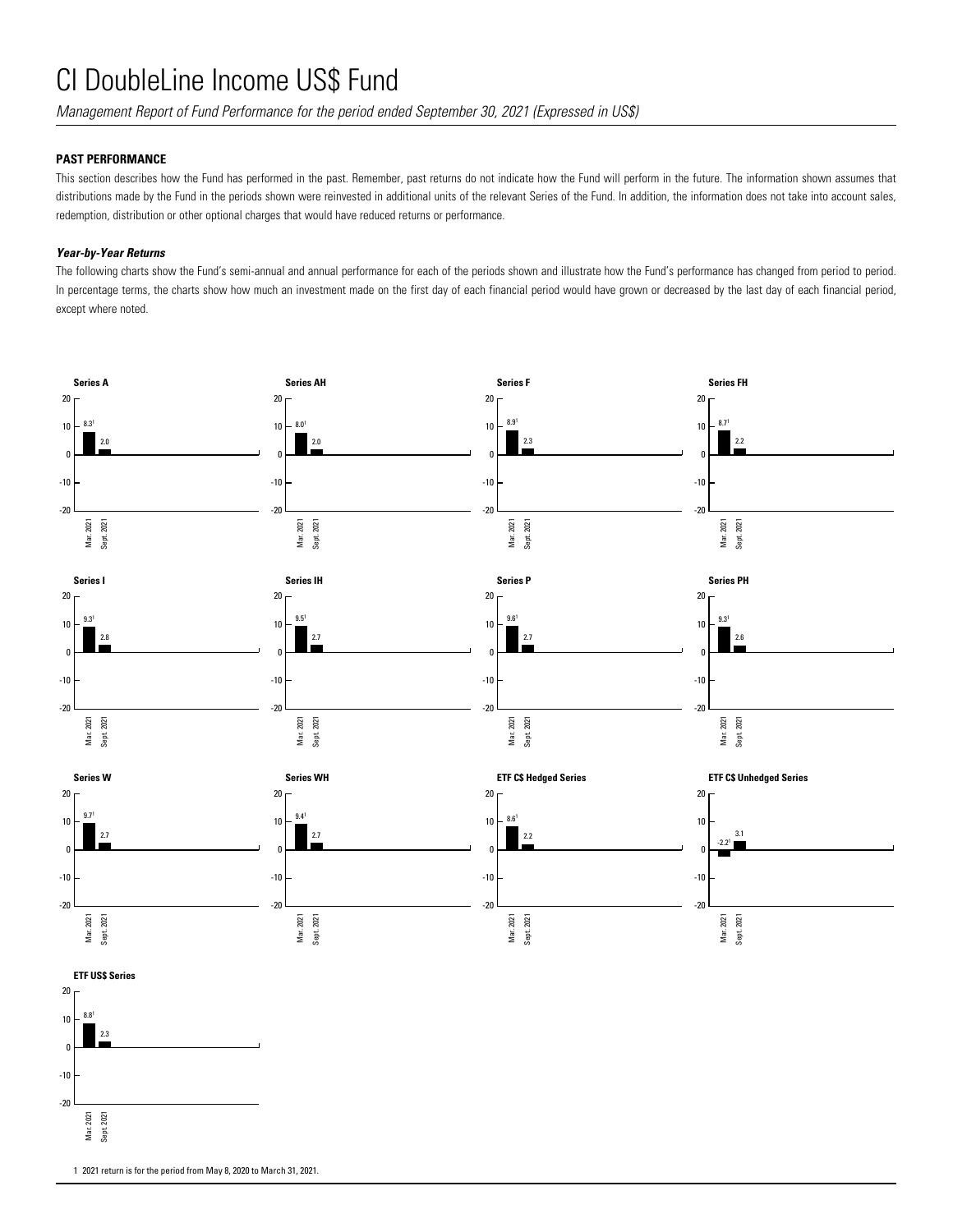# CI DoubleLine Income US$ Fund

*Management Report of Fund Performance for the period ended September 30, 2021 (Expressed in US$)*

**PAST PERFORMANCE**

This section describes how the Fund has performed in the past. Remember, past returns do not indicate how the Fund will perform in the future. The information shown assumes that distributions made by the Fund in the periods shown were reinvested in additional units of the relevant Series of the Fund. In addition, the information does not take into account sales, redemption, distribution or other optional charges that would have reduced returns or performance.

***Year-by-Year Returns***

The following charts show the Fund's semi-annual and annual performance for each of the periods shown and illustrate how the Fund's performance has changed from period to period. In percentage terms, the charts show how much an investment made on the first day of each financial period would have grown or decreased by the last day of each financial period, except where noted.

| Series | Mar. 2021 | Sept. 2021 |
|---|---|---|
| Series A | 8.3[1] | 2.0 |
| Series AH | 8.0[1] | 2.0 |
| Series F | 8.9[1] | 2.3 |
| Series FH | 8.7[1] | 2.2 |
| Series I | 9.3[1] | 2.8 |
| Series IH | 9.5[1] | 2.7 |
| Series P | 9.6[1] | 2.7 |
| Series PH | 9.3[1] | 2.6 |
| Series W | 9.7[1] | 2.7 |
| Series WH | 9.4[1] | 2.7 |
| ETF C$ Hedged Series | 8.6[1] | 2.2 |
| ETF C$ Unhedged Series | -2.2[1] | 3.1 |
| ETF US$ Series | 8.8[1] | 2.3 |

1 2021 return is for the period from May 8, 2020 to March 31, 2021.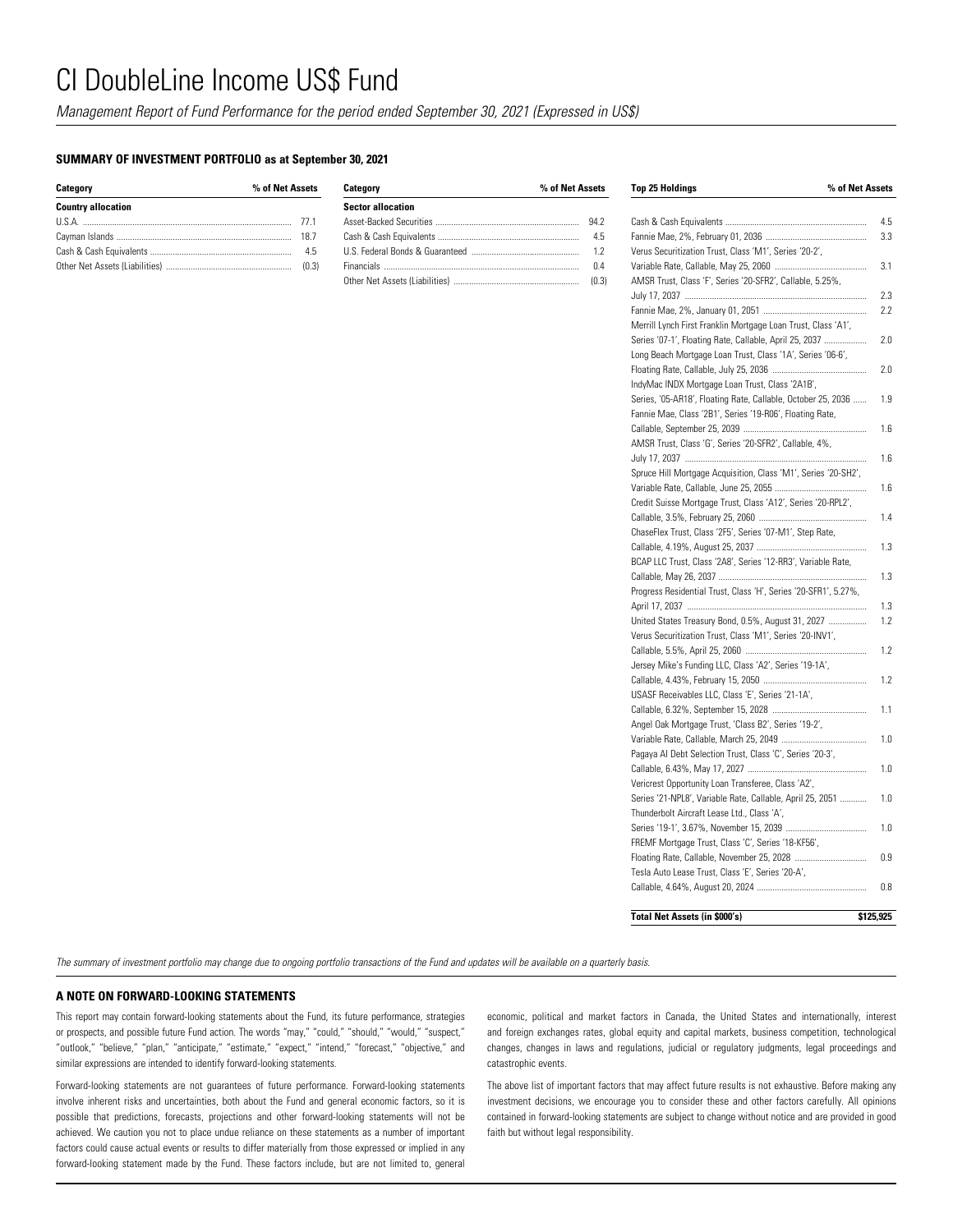# CI DoubleLine Income US$ Fund

*Management Report of Fund Performance for the period ended September 30, 2021 (Expressed in US$)*

### SUMMARY OF INVESTMENT PORTFOLIO as at September 30, 2021

| Category | % of Net Assets |
|---|---|
| **Country allocation** | |
| U.S.A. | 77.1 |
| Cayman Islands | 18.7 |
| Cash & Cash Equivalents | 4.5 |
| Other Net Assets (Liabilities) | (0.3) |

| Category | % of Net Assets |
|---|---|
| **Sector allocation** | |
| Asset-Backed Securities | 94.2 |
| Cash & Cash Equivalents | 4.5 |
| U.S. Federal Bonds & Guaranteed | 1.2 |
| Financials | 0.4 |
| Other Net Assets (Liabilities) | (0.3) |

| Top 25 Holdings | % of Net Assets |
|---|---|
| Cash & Cash Equivalents | 4.5 |
| Fannie Mae, 2%, February 01, 2036 | 3.3 |
| Verus Securitization Trust, Class 'M1', Series '20-2', Variable Rate, Callable, May 25, 2060 | 3.1 |
| AMSR Trust, Class 'F', Series '20-SFR2', Callable, 5.25%, July 17, 2037 | 2.3 |
| Fannie Mae, 2%, January 01, 2051 | 2.2 |
| Merrill Lynch First Franklin Mortgage Loan Trust, Class 'A1', Series '07-1', Floating Rate, Callable, April 25, 2037 | 2.0 |
| Long Beach Mortgage Loan Trust, Class '1A', Series '06-6', Floating Rate, Callable, July 25, 2036 | 2.0 |
| IndyMac INDX Mortgage Loan Trust, Class '2A1B', Series, '05-AR18', Floating Rate, Callable, October 25, 2036 | 1.9 |
| Fannie Mae, Class '2B1', Series '19-R06', Floating Rate, Callable, September 25, 2039 | 1.6 |
| AMSR Trust, Class 'G', Series '20-SFR2', Callable, 4%, July 17, 2037 | 1.6 |
| Spruce Hill Mortgage Acquisition, Class 'M1', Series '20-SH2', Variable Rate, Callable, June 25, 2055 | 1.6 |
| Credit Suisse Mortgage Trust, Class 'A12', Series '20-RPL2', Callable, 3.5%, February 25, 2060 | 1.4 |
| ChaseFlex Trust, Class '2F5', Series '07-M1', Step Rate, Callable, 4.19%, August 25, 2037 | 1.3 |
| BCAP LLC Trust, Class '2A8', Series '12-RR3', Variable Rate, Callable, May 26, 2037 | 1.3 |
| Progress Residential Trust, Class 'H', Series '20-SFR1', 5.27%, April 17, 2037 | 1.3 |
| United States Treasury Bond, 0.5%, August 31, 2027 | 1.2 |
| Verus Securitization Trust, Class 'M1', Series '20-INV1', Callable, 5.5%, April 25, 2060 | 1.2 |
| Jersey Mike's Funding LLC, Class 'A2', Series '19-1A', Callable, 4.43%, February 15, 2050 | 1.2 |
| USASF Receivables LLC, Class 'E', Series '21-1A', Callable, 6.32%, September 15, 2028 | 1.1 |
| Angel Oak Mortgage Trust, 'Class B2', Series '19-2', Variable Rate, Callable, March 25, 2049 | 1.0 |
| Pagaya AI Debt Selection Trust, Class 'C', Series '20-3', Callable, 6.43%, May 17, 2027 | 1.0 |
| Vericrest Opportunity Loan Transferee, Class 'A2', Series '21-NPL8', Variable Rate, Callable, April 25, 2051 | 1.0 |
| Thunderbolt Aircraft Lease Ltd., Class 'A', Series '19-1', 3.67%, November 15, 2039 | 1.0 |
| FREMF Mortgage Trust, Class 'C', Series '18-KF56', Floating Rate, Callable, November 25, 2028 | 0.9 |
| Tesla Auto Lease Trust, Class 'E', Series '20-A', Callable, 4.64%, August 20, 2024 | 0.8 |
| **Total Net Assets (in $000's)** | **$125,925** |

*The summary of investment portfolio may change due to ongoing portfolio transactions of the Fund and updates will be available on a quarterly basis.*

### A NOTE ON FORWARD-LOOKING STATEMENTS

This report may contain forward-looking statements about the Fund, its future performance, strategies or prospects, and possible future Fund action. The words "may," "could," "should," "would," "suspect," "outlook," "believe," "plan," "anticipate," "estimate," "expect," "intend," "forecast," "objective," and similar expressions are intended to identify forward-looking statements.

Forward-looking statements are not guarantees of future performance. Forward-looking statements involve inherent risks and uncertainties, both about the Fund and general economic factors, so it is possible that predictions, forecasts, projections and other forward-looking statements will not be achieved. We caution you not to place undue reliance on these statements as a number of important factors could cause actual events or results to differ materially from those expressed or implied in any forward-looking statement made by the Fund. These factors include, but are not limited to, general economic, political and market factors in Canada, the United States and internationally, interest and foreign exchanges rates, global equity and capital markets, business competition, technological changes, changes in laws and regulations, judicial or regulatory judgments, legal proceedings and catastrophic events.

The above list of important factors that may affect future results is not exhaustive. Before making any investment decisions, we encourage you to consider these and other factors carefully. All opinions contained in forward-looking statements are subject to change without notice and are provided in good faith but without legal responsibility.